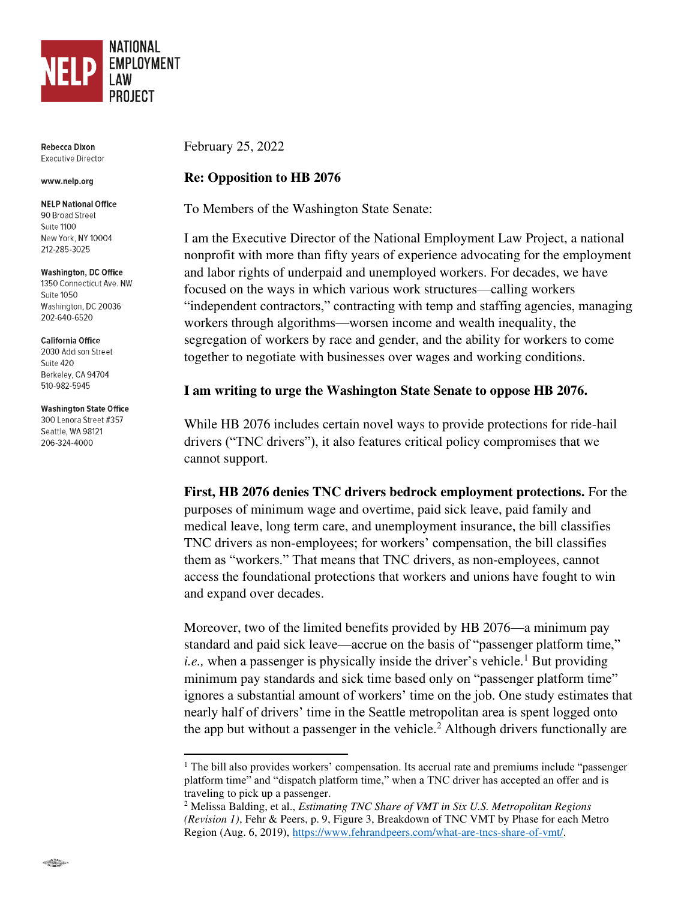**NATIONAL EMPLOYMENT LAW PROJECT**

**Rebecca Dixon**
Executive Director

**www.nelp.org**

**NELP National Office**
90 Broad Street
Suite 1100
New York, NY 10004
212-285-3025

**Washington, DC Office**
1350 Connecticut Ave. NW
Suite 1050
Washington, DC 20036
202-640-6520

**California Office**
2030 Addison Street
Suite 420
Berkeley, CA 94704
510-982-5945

**Washington State Office**
300 Lenora Street #357
Seattle, WA 98121
206-324-4000

February 25, 2022

**Re: Opposition to HB 2076**

To Members of the Washington State Senate:

I am the Executive Director of the National Employment Law Project, a national nonprofit with more than fifty years of experience advocating for the employment and labor rights of underpaid and unemployed workers. For decades, we have focused on the ways in which various work structures—calling workers "independent contractors," contracting with temp and staffing agencies, managing workers through algorithms—worsen income and wealth inequality, the segregation of workers by race and gender, and the ability for workers to come together to negotiate with businesses over wages and working conditions.

**I am writing to urge the Washington State Senate to oppose HB 2076.**

While HB 2076 includes certain novel ways to provide protections for ride-hail drivers ("TNC drivers"), it also features critical policy compromises that we cannot support.

**First, HB 2076 denies TNC drivers bedrock employment protections.** For the purposes of minimum wage and overtime, paid sick leave, paid family and medical leave, long term care, and unemployment insurance, the bill classifies TNC drivers as non-employees; for workers' compensation, the bill classifies them as "workers." That means that TNC drivers, as non-employees, cannot access the foundational protections that workers and unions have fought to win and expand over decades.

Moreover, two of the limited benefits provided by HB 2076—a minimum pay standard and paid sick leave—accrue on the basis of "passenger platform time," *i.e.,* when a passenger is physically inside the driver's vehicle.[1] But providing minimum pay standards and sick time based only on "passenger platform time" ignores a substantial amount of workers' time on the job. One study estimates that nearly half of drivers' time in the Seattle metropolitan area is spent logged onto the app but without a passenger in the vehicle.[2] Although drivers functionally are

[1] The bill also provides workers' compensation. Its accrual rate and premiums include "passenger platform time" and "dispatch platform time," when a TNC driver has accepted an offer and is traveling to pick up a passenger.

[2] Melissa Balding, et al., *Estimating TNC Share of VMT in Six U.S. Metropolitan Regions (Revision 1)*, Fehr & Peers, p. 9, Figure 3, Breakdown of TNC VMT by Phase for each Metro Region (Aug. 6, 2019), https://www.fehrandpeers.com/what-are-tncs-share-of-vmt/.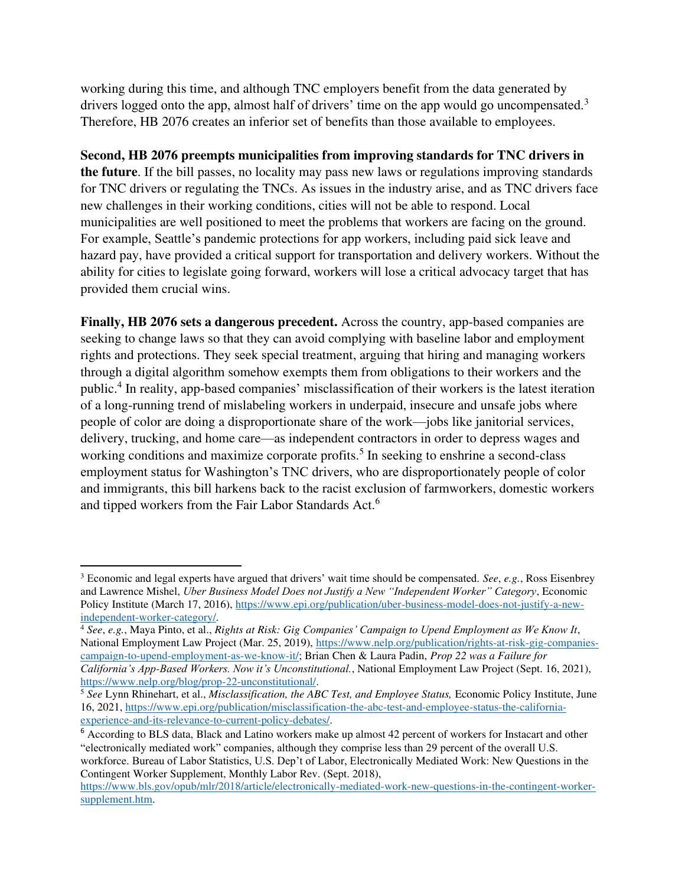working during this time, and although TNC employers benefit from the data generated by drivers logged onto the app, almost half of drivers' time on the app would go uncompensated.[3] Therefore, HB 2076 creates an inferior set of benefits than those available to employees.

**Second, HB 2076 preempts municipalities from improving standards for TNC drivers in the future**. If the bill passes, no locality may pass new laws or regulations improving standards for TNC drivers or regulating the TNCs. As issues in the industry arise, and as TNC drivers face new challenges in their working conditions, cities will not be able to respond. Local municipalities are well positioned to meet the problems that workers are facing on the ground. For example, Seattle's pandemic protections for app workers, including paid sick leave and hazard pay, have provided a critical support for transportation and delivery workers. Without the ability for cities to legislate going forward, workers will lose a critical advocacy target that has provided them crucial wins.

**Finally, HB 2076 sets a dangerous precedent.** Across the country, app-based companies are seeking to change laws so that they can avoid complying with baseline labor and employment rights and protections. They seek special treatment, arguing that hiring and managing workers through a digital algorithm somehow exempts them from obligations to their workers and the public.[4] In reality, app-based companies' misclassification of their workers is the latest iteration of a long-running trend of mislabeling workers in underpaid, insecure and unsafe jobs where people of color are doing a disproportionate share of the work—jobs like janitorial services, delivery, trucking, and home care—as independent contractors in order to depress wages and working conditions and maximize corporate profits.[5] In seeking to enshrine a second-class employment status for Washington's TNC drivers, who are disproportionately people of color and immigrants, this bill harkens back to the racist exclusion of farmworkers, domestic workers and tipped workers from the Fair Labor Standards Act.[6]

---

[3] Economic and legal experts have argued that drivers' wait time should be compensated. *See*, *e.g.*, Ross Eisenbrey and Lawrence Mishel, *Uber Business Model Does not Justify a New "Independent Worker" Category*, Economic Policy Institute (March 17, 2016), https://www.epi.org/publication/uber-business-model-does-not-justify-a-new-independent-worker-category/.

[4] *See*, *e.g.*, Maya Pinto, et al., *Rights at Risk: Gig Companies' Campaign to Upend Employment as We Know It*, National Employment Law Project (Mar. 25, 2019), https://www.nelp.org/publication/rights-at-risk-gig-companies-campaign-to-upend-employment-as-we-know-it/; Brian Chen & Laura Padin, *Prop 22 was a Failure for California's App-Based Workers. Now it's Unconstitutional.*, National Employment Law Project (Sept. 16, 2021), https://www.nelp.org/blog/prop-22-unconstitutional/.

[5] *See* Lynn Rhinehart, et al., *Misclassification, the ABC Test, and Employee Status,* Economic Policy Institute, June 16, 2021, https://www.epi.org/publication/misclassification-the-abc-test-and-employee-status-the-california-experience-and-its-relevance-to-current-policy-debates/.

[6] According to BLS data, Black and Latino workers make up almost 42 percent of workers for Instacart and other "electronically mediated work" companies, although they comprise less than 29 percent of the overall U.S. workforce. Bureau of Labor Statistics, U.S. Dep't of Labor, Electronically Mediated Work: New Questions in the Contingent Worker Supplement, Monthly Labor Rev. (Sept. 2018), https://www.bls.gov/opub/mlr/2018/article/electronically-mediated-work-new-questions-in-the-contingent-worker-supplement.htm.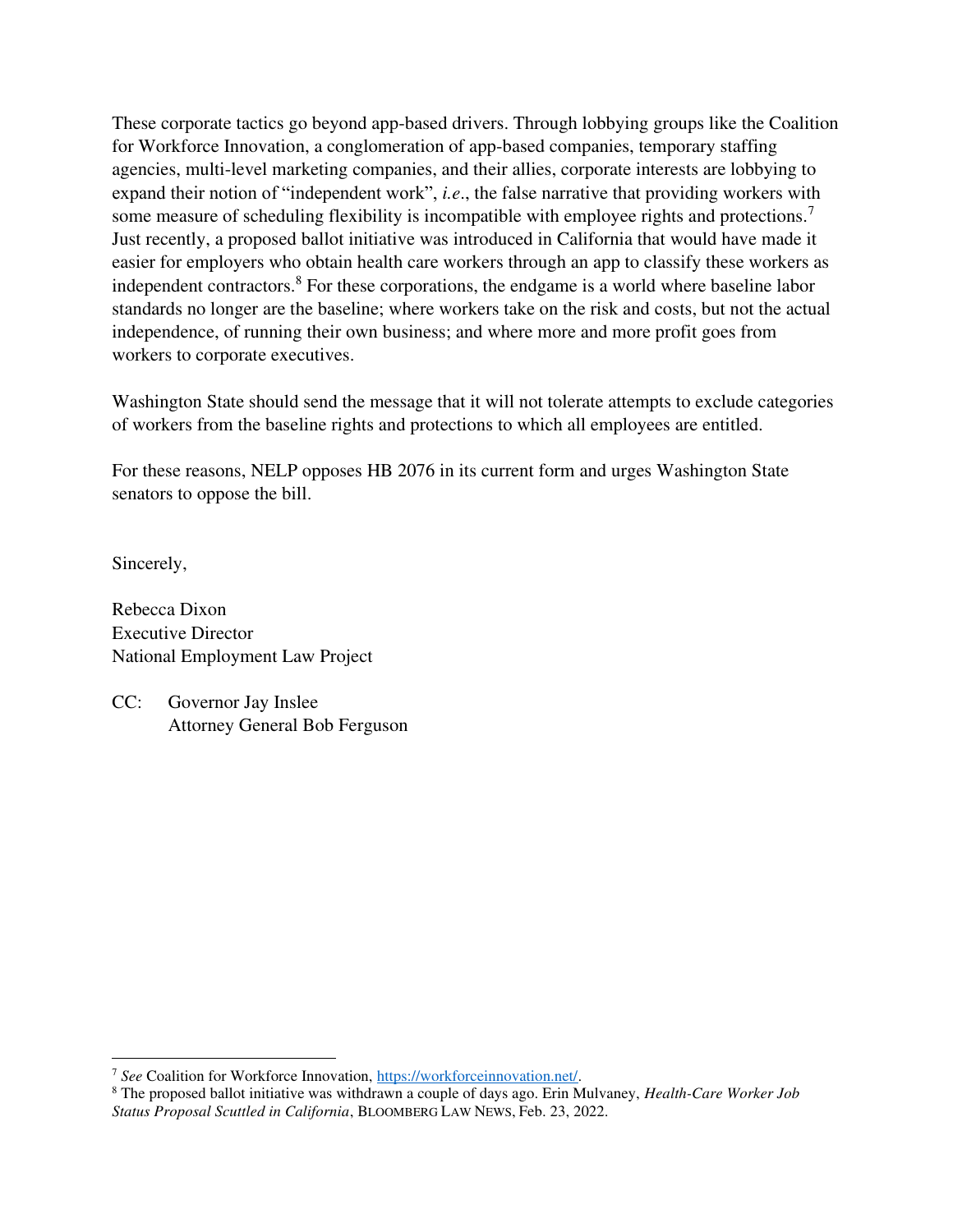These corporate tactics go beyond app-based drivers. Through lobbying groups like the Coalition for Workforce Innovation, a conglomeration of app-based companies, temporary staffing agencies, multi-level marketing companies, and their allies, corporate interests are lobbying to expand their notion of "independent work", *i.e*., the false narrative that providing workers with some measure of scheduling flexibility is incompatible with employee rights and protections.[7] Just recently, a proposed ballot initiative was introduced in California that would have made it easier for employers who obtain health care workers through an app to classify these workers as independent contractors.[8] For these corporations, the endgame is a world where baseline labor standards no longer are the baseline; where workers take on the risk and costs, but not the actual independence, of running their own business; and where more and more profit goes from workers to corporate executives.

Washington State should send the message that it will not tolerate attempts to exclude categories of workers from the baseline rights and protections to which all employees are entitled.

For these reasons, NELP opposes HB 2076 in its current form and urges Washington State senators to oppose the bill.

Sincerely,

Rebecca Dixon
Executive Director
National Employment Law Project

CC: Governor Jay Inslee
Attorney General Bob Ferguson

---

[7] *See* Coalition for Workforce Innovation, https://workforceinnovation.net/.

[8] The proposed ballot initiative was withdrawn a couple of days ago. Erin Mulvaney, *Health-Care Worker Job Status Proposal Scuttled in California*, BLOOMBERG LAW NEWS, Feb. 23, 2022.